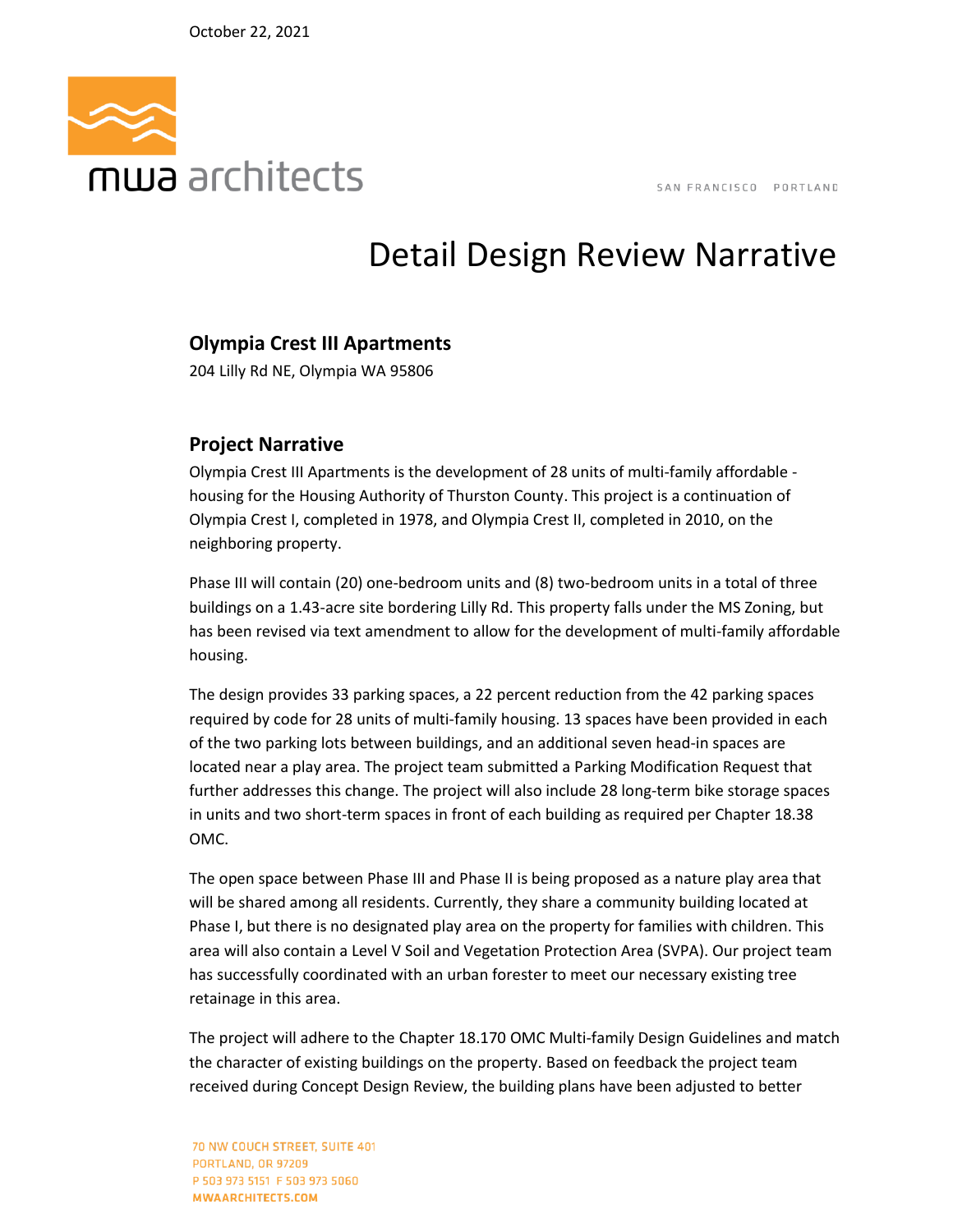October 22, 2021

# Detail Design Review Narrative

## Olympia Crest III Apartments

204 Lilly Rd NE, Olympia WA 95806

## Project Narrative

Olympia Crest III Apartments is the development of 28 units of multi-family affordable - housing for the Housing Authority of Thurston County. This project is a continuation of Olympia Crest I, completed in 1978, and Olympia Crest II, completed in 2010, on the neighboring property.

Phase III will contain (20) one-bedroom units and (8) two-bedroom units in a total of three buildings on a 1.43-acre site bordering Lilly Rd. This property falls under the MS Zoning, but has been revised via text amendment to allow for the development of multi-family affordable housing.

The design provides 33 parking spaces, a 22 percent reduction from the 42 parking spaces required by code for 28 units of multi-family housing. 13 spaces have been provided in each of the two parking lots between buildings, and an additional seven head-in spaces are located near a play area. The project team submitted a Parking Modification Request that further addresses this change. The project will also include 28 long-term bike storage spaces in units and two short-term spaces in front of each building as required per Chapter 18.38 OMC.

The open space between Phase III and Phase II is being proposed as a nature play area that will be shared among all residents. Currently, they share a community building located at Phase I, but there is no designated play area on the property for families with children. This area will also contain a Level V Soil and Vegetation Protection Area (SVPA). Our project team has successfully coordinated with an urban forester to meet our necessary existing tree retainage in this area.

The project will adhere to the Chapter 18.170 OMC Multi-family Design Guidelines and match the character of existing buildings on the property. Based on feedback the project team received during Concept Design Review, the building plans have been adjusted to better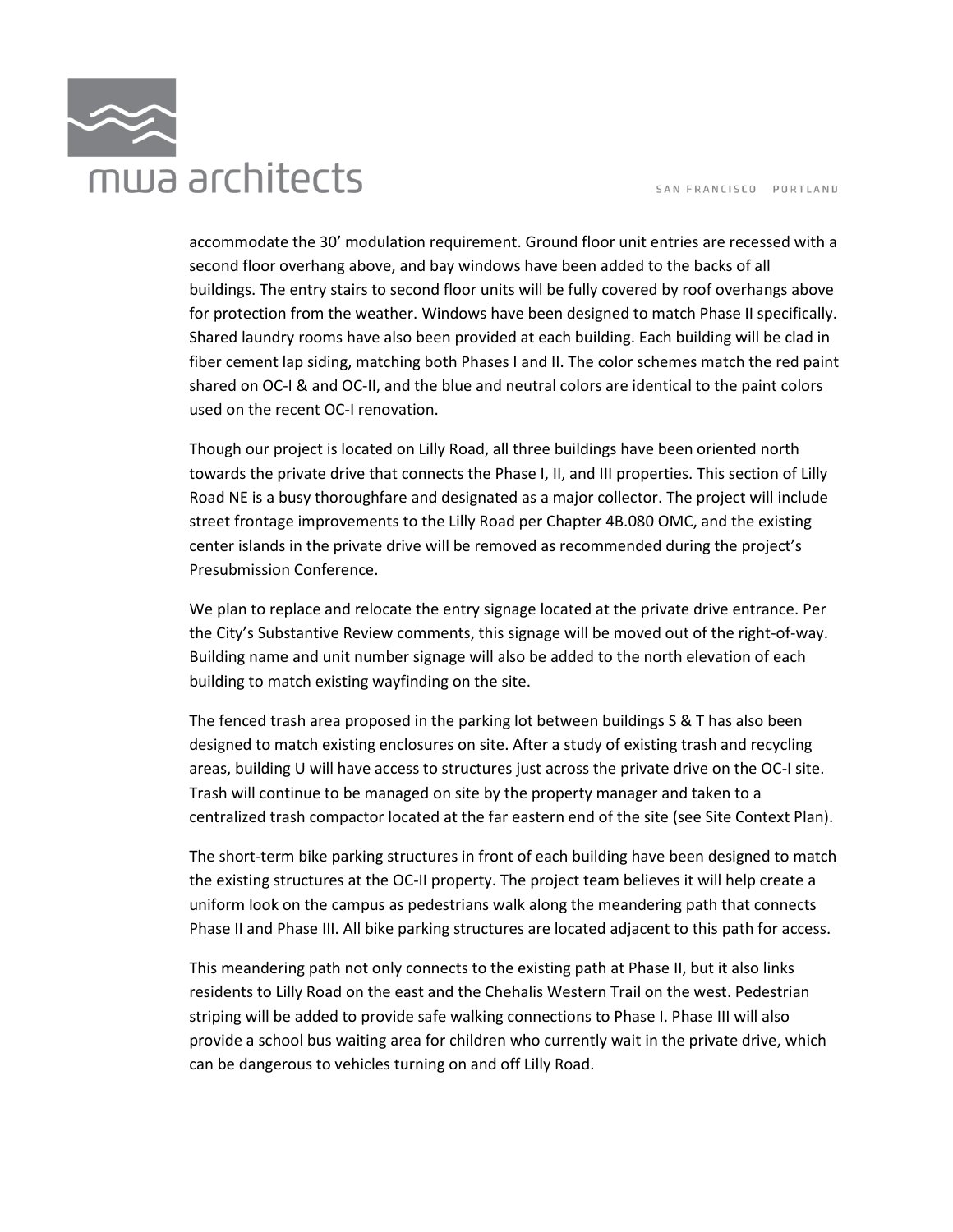accommodate the 30' modulation requirement. Ground floor unit entries are recessed with a second floor overhang above, and bay windows have been added to the backs of all buildings. The entry stairs to second floor units will be fully covered by roof overhangs above for protection from the weather. Windows have been designed to match Phase II specifically. Shared laundry rooms have also been provided at each building. Each building will be clad in fiber cement lap siding, matching both Phases I and II. The color schemes match the red paint shared on OC-I & and OC-II, and the blue and neutral colors are identical to the paint colors used on the recent OC-I renovation.

Though our project is located on Lilly Road, all three buildings have been oriented north towards the private drive that connects the Phase I, II, and III properties. This section of Lilly Road NE is a busy thoroughfare and designated as a major collector. The project will include street frontage improvements to the Lilly Road per Chapter 4B.080 OMC, and the existing center islands in the private drive will be removed as recommended during the project's Presubmission Conference.

We plan to replace and relocate the entry signage located at the private drive entrance. Per the City's Substantive Review comments, this signage will be moved out of the right-of-way. Building name and unit number signage will also be added to the north elevation of each building to match existing wayfinding on the site.

The fenced trash area proposed in the parking lot between buildings S & T has also been designed to match existing enclosures on site. After a study of existing trash and recycling areas, building U will have access to structures just across the private drive on the OC-I site. Trash will continue to be managed on site by the property manager and taken to a centralized trash compactor located at the far eastern end of the site (see Site Context Plan).

The short-term bike parking structures in front of each building have been designed to match the existing structures at the OC-II property. The project team believes it will help create a uniform look on the campus as pedestrians walk along the meandering path that connects Phase II and Phase III. All bike parking structures are located adjacent to this path for access.

This meandering path not only connects to the existing path at Phase II, but it also links residents to Lilly Road on the east and the Chehalis Western Trail on the west. Pedestrian striping will be added to provide safe walking connections to Phase I. Phase III will also provide a school bus waiting area for children who currently wait in the private drive, which can be dangerous to vehicles turning on and off Lilly Road.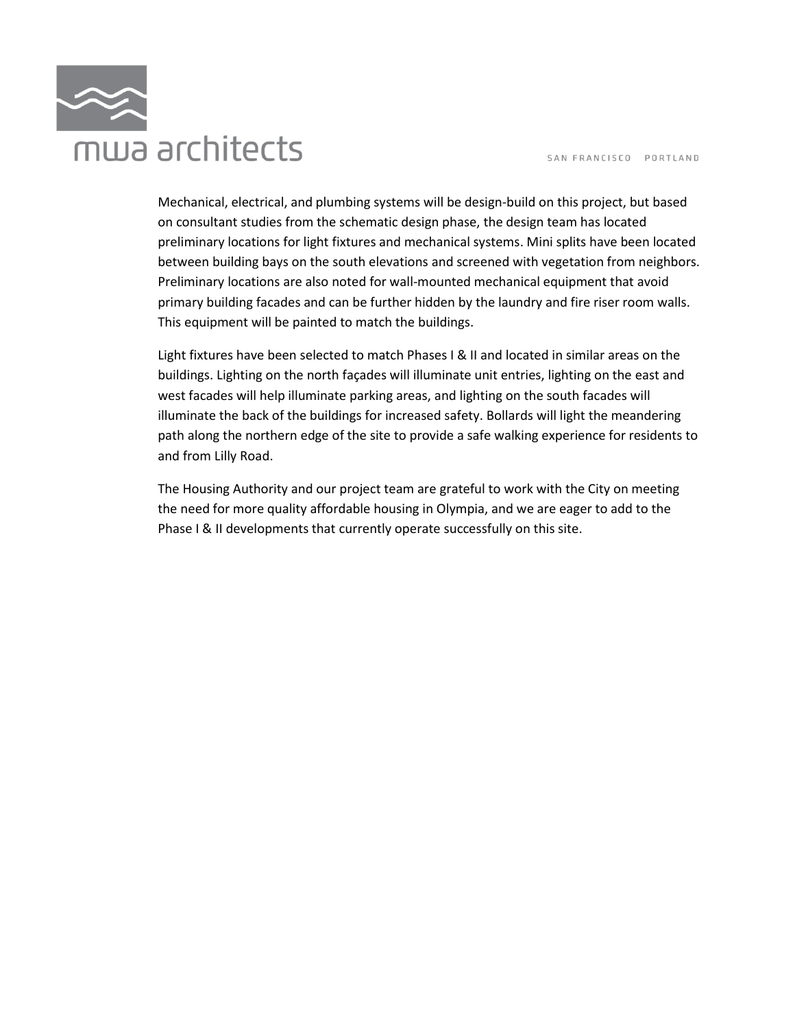Mechanical, electrical, and plumbing systems will be design-build on this project, but based on consultant studies from the schematic design phase, the design team has located preliminary locations for light fixtures and mechanical systems. Mini splits have been located between building bays on the south elevations and screened with vegetation from neighbors. Preliminary locations are also noted for wall-mounted mechanical equipment that avoid primary building facades and can be further hidden by the laundry and fire riser room walls. This equipment will be painted to match the buildings.

Light fixtures have been selected to match Phases I & II and located in similar areas on the buildings. Lighting on the north façades will illuminate unit entries, lighting on the east and west facades will help illuminate parking areas, and lighting on the south facades will illuminate the back of the buildings for increased safety. Bollards will light the meandering path along the northern edge of the site to provide a safe walking experience for residents to and from Lilly Road.

The Housing Authority and our project team are grateful to work with the City on meeting the need for more quality affordable housing in Olympia, and we are eager to add to the Phase I & II developments that currently operate successfully on this site.